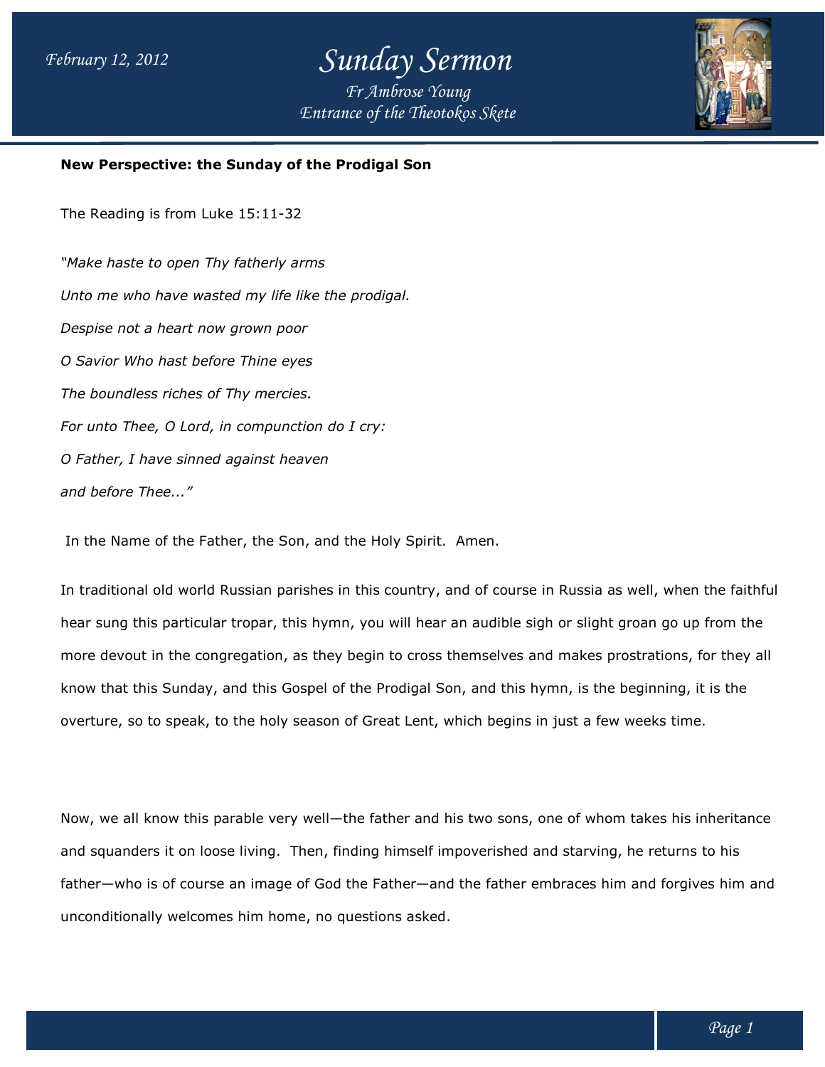**New Perspective: the Sunday of the Prodigal Son**

The Reading is from Luke 15:11-32

*"Make haste to open Thy fatherly arms*

*Unto me who have wasted my life like the prodigal.*

*Despise not a heart now grown poor*

*O Savior Who hast before Thine eyes*

*The boundless riches of Thy mercies.*

*For unto Thee, O Lord, in compunction do I cry:*

*O Father, I have sinned against heaven*

*and before Thee..."*

In the Name of the Father, the Son, and the Holy Spirit. Amen.

In traditional old world Russian parishes in this country, and of course in Russia as well, when the faithful hear sung this particular tropar, this hymn, you will hear an audible sigh or slight groan go up from the more devout in the congregation, as they begin to cross themselves and makes prostrations, for they all know that this Sunday, and this Gospel of the Prodigal Son, and this hymn, is the beginning, it is the overture, so to speak, to the holy season of Great Lent, which begins in just a few weeks time.

Now, we all know this parable very well—the father and his two sons, one of whom takes his inheritance and squanders it on loose living. Then, finding himself impoverished and starving, he returns to his father—who is of course an image of God the Father—and the father embraces him and forgives him and unconditionally welcomes him home, no questions asked.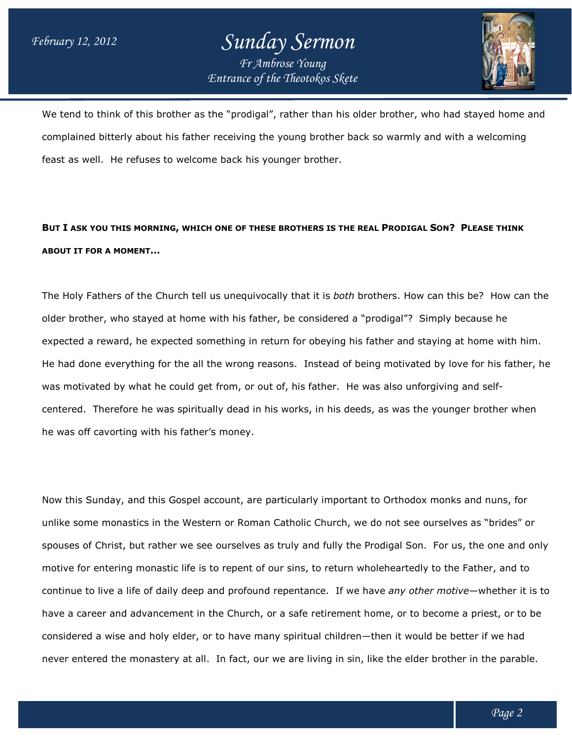We tend to think of this brother as the "prodigal", rather than his older brother, who had stayed home and complained bitterly about his father receiving the young brother back so warmly and with a welcoming feast as well. He refuses to welcome back his younger brother.

**BUT I ASK YOU THIS MORNING, WHICH ONE OF THESE BROTHERS IS THE REAL PRODIGAL SON? PLEASE THINK ABOUT IT FOR A MOMENT...**

The Holy Fathers of the Church tell us unequivocally that it is *both* brothers. How can this be? How can the older brother, who stayed at home with his father, be considered a "prodigal"? Simply because he expected a reward, he expected something in return for obeying his father and staying at home with him. He had done everything for the all the wrong reasons. Instead of being motivated by love for his father, he was motivated by what he could get from, or out of, his father. He was also unforgiving and self-centered. Therefore he was spiritually dead in his works, in his deeds, as was the younger brother when he was off cavorting with his father's money.

Now this Sunday, and this Gospel account, are particularly important to Orthodox monks and nuns, for unlike some monastics in the Western or Roman Catholic Church, we do not see ourselves as "brides" or spouses of Christ, but rather we see ourselves as truly and fully the Prodigal Son. For us, the one and only motive for entering monastic life is to repent of our sins, to return wholeheartedly to the Father, and to continue to live a life of daily deep and profound repentance. If we have *any other motive*—whether it is to have a career and advancement in the Church, or a safe retirement home, or to become a priest, or to be considered a wise and holy elder, or to have many spiritual children—then it would be better if we had never entered the monastery at all. In fact, our we are living in sin, like the elder brother in the parable.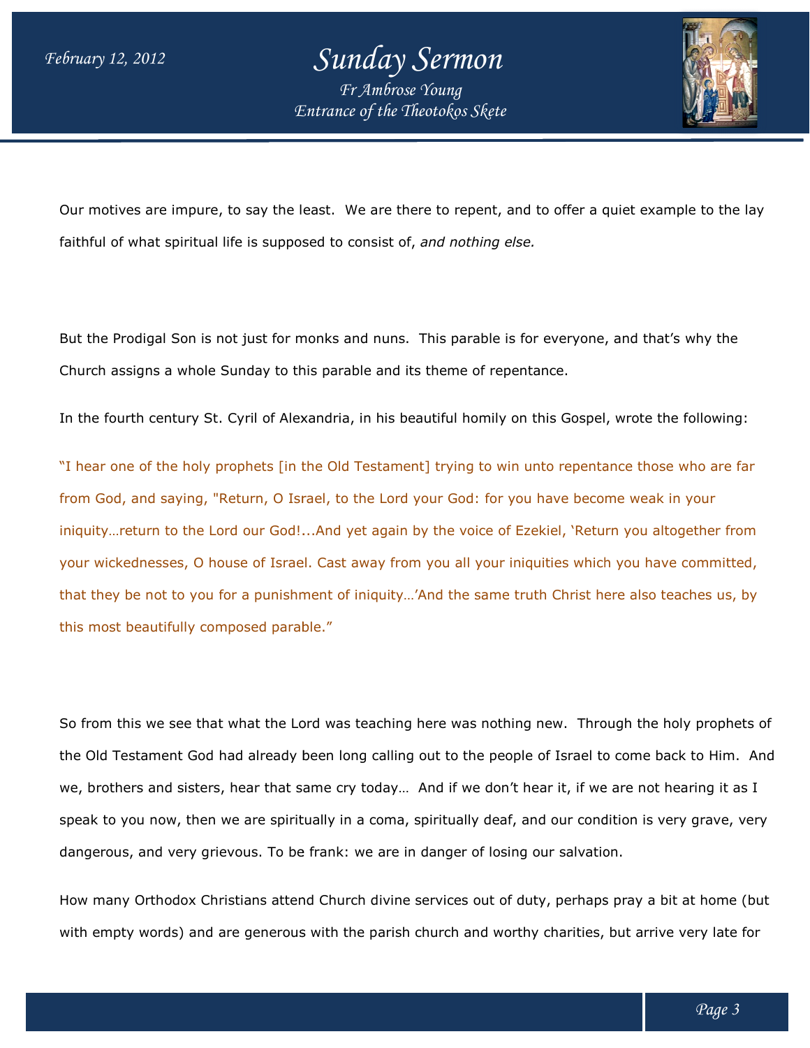Our motives are impure, to say the least. We are there to repent, and to offer a quiet example to the lay faithful of what spiritual life is supposed to consist of, *and nothing else.*

But the Prodigal Son is not just for monks and nuns. This parable is for everyone, and that's why the Church assigns a whole Sunday to this parable and its theme of repentance.

In the fourth century St. Cyril of Alexandria, in his beautiful homily on this Gospel, wrote the following:

"I hear one of the holy prophets [in the Old Testament] trying to win unto repentance those who are far from God, and saying, "Return, O Israel, to the Lord your God: for you have become weak in your iniquity…return to the Lord our God!...And yet again by the voice of Ezekiel, 'Return you altogether from your wickednesses, O house of Israel. Cast away from you all your iniquities which you have committed, that they be not to you for a punishment of iniquity…'And the same truth Christ here also teaches us, by this most beautifully composed parable."

So from this we see that what the Lord was teaching here was nothing new. Through the holy prophets of the Old Testament God had already been long calling out to the people of Israel to come back to Him. And we, brothers and sisters, hear that same cry today… And if we don't hear it, if we are not hearing it as I speak to you now, then we are spiritually in a coma, spiritually deaf, and our condition is very grave, very dangerous, and very grievous. To be frank: we are in danger of losing our salvation.

How many Orthodox Christians attend Church divine services out of duty, perhaps pray a bit at home (but with empty words) and are generous with the parish church and worthy charities, but arrive very late for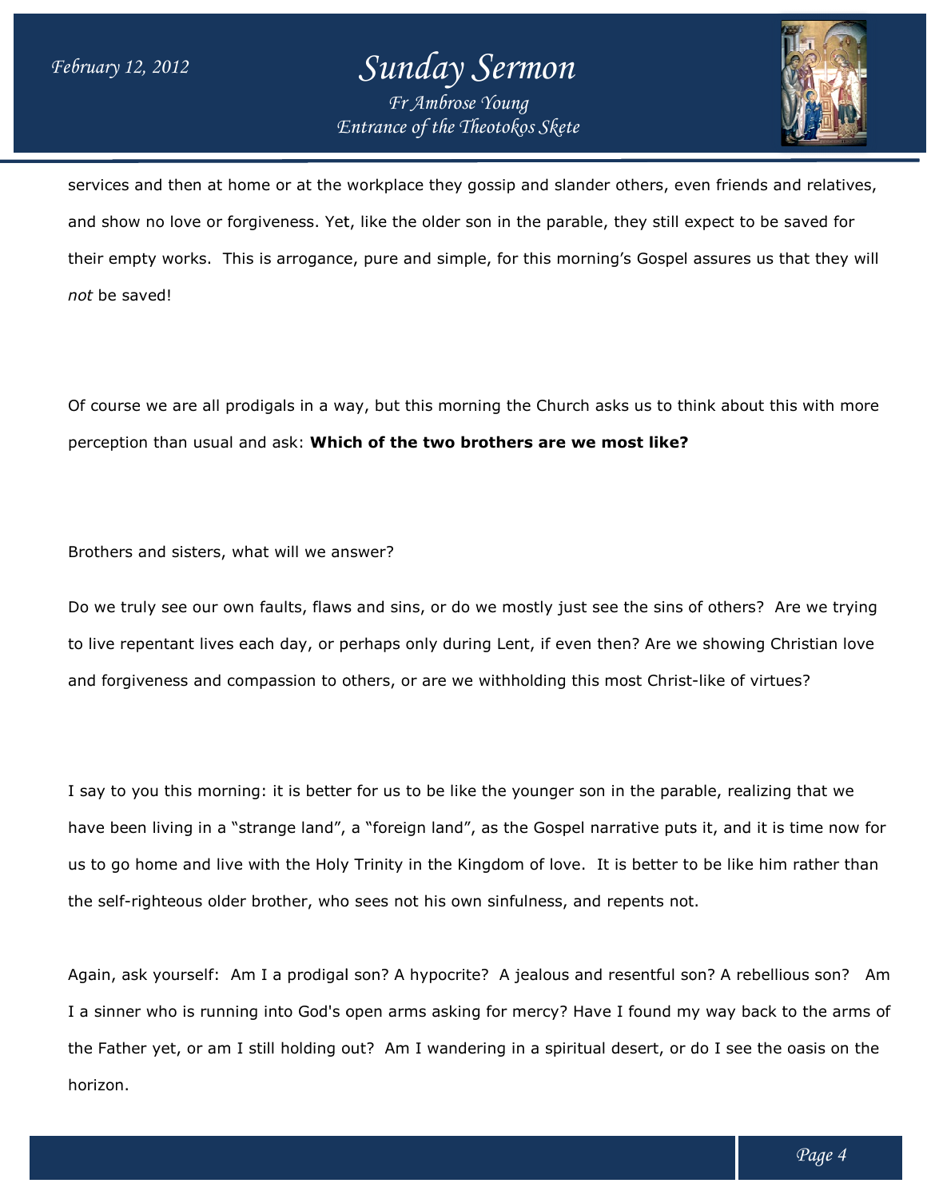services and then at home or at the workplace they gossip and slander others, even friends and relatives, and show no love or forgiveness. Yet, like the older son in the parable, they still expect to be saved for their empty works. This is arrogance, pure and simple, for this morning's Gospel assures us that they will *not* be saved!

Of course we are all prodigals in a way, but this morning the Church asks us to think about this with more perception than usual and ask: **Which of the two brothers are we most like?**

Brothers and sisters, what will we answer?

Do we truly see our own faults, flaws and sins, or do we mostly just see the sins of others? Are we trying to live repentant lives each day, or perhaps only during Lent, if even then? Are we showing Christian love and forgiveness and compassion to others, or are we withholding this most Christ-like of virtues?

I say to you this morning: it is better for us to be like the younger son in the parable, realizing that we have been living in a "strange land", a "foreign land", as the Gospel narrative puts it, and it is time now for us to go home and live with the Holy Trinity in the Kingdom of love. It is better to be like him rather than the self-righteous older brother, who sees not his own sinfulness, and repents not.

Again, ask yourself: Am I a prodigal son? A hypocrite? A jealous and resentful son? A rebellious son? Am I a sinner who is running into God's open arms asking for mercy? Have I found my way back to the arms of the Father yet, or am I still holding out? Am I wandering in a spiritual desert, or do I see the oasis on the horizon.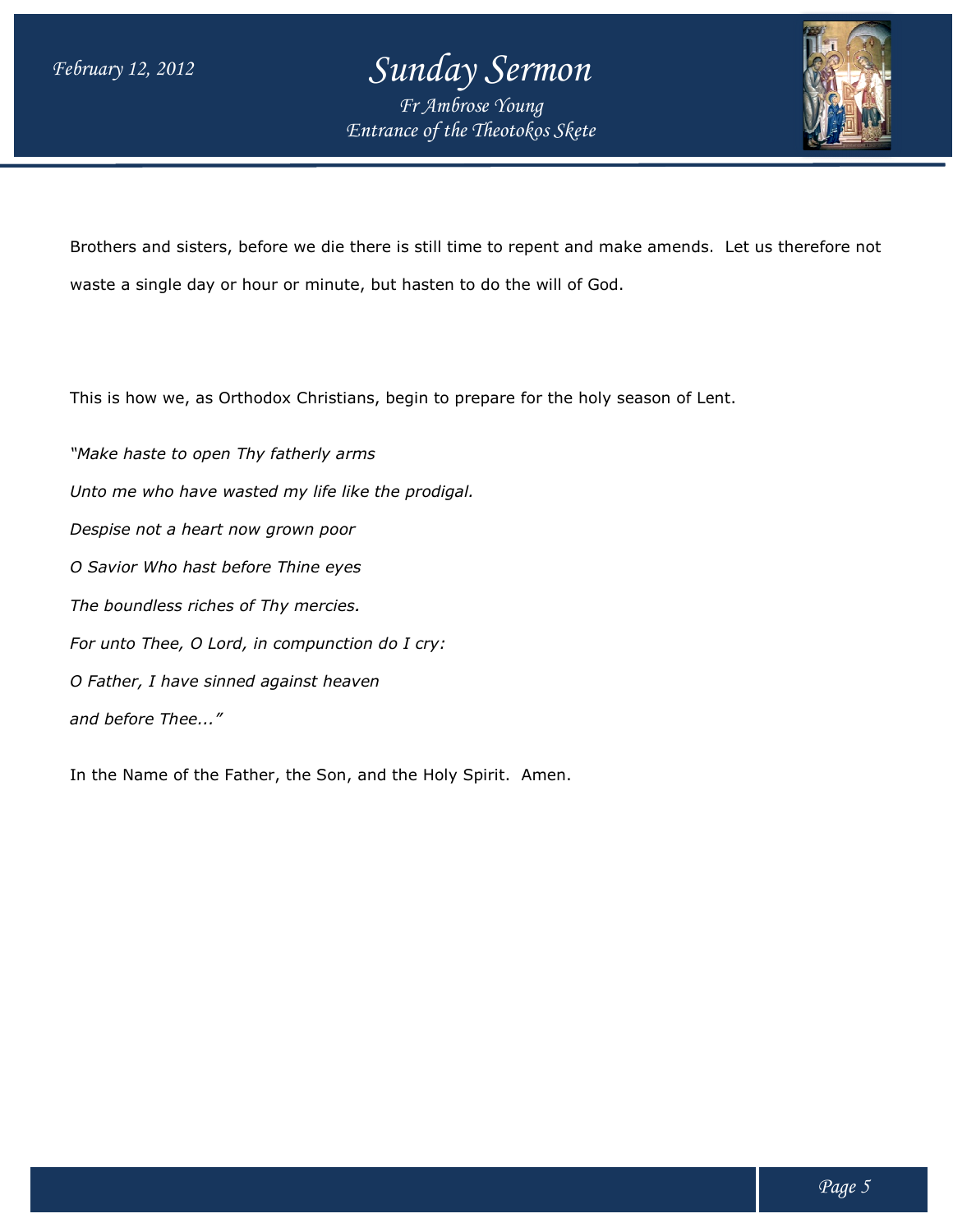Brothers and sisters, before we die there is still time to repent and make amends. Let us therefore not waste a single day or hour or minute, but hasten to do the will of God.

This is how we, as Orthodox Christians, begin to prepare for the holy season of Lent.

*"Make haste to open Thy fatherly arms*

*Unto me who have wasted my life like the prodigal.*

*Despise not a heart now grown poor*

*O Savior Who hast before Thine eyes*

*The boundless riches of Thy mercies.*

*For unto Thee, O Lord, in compunction do I cry:*

*O Father, I have sinned against heaven*

*and before Thee..."*

In the Name of the Father, the Son, and the Holy Spirit. Amen.